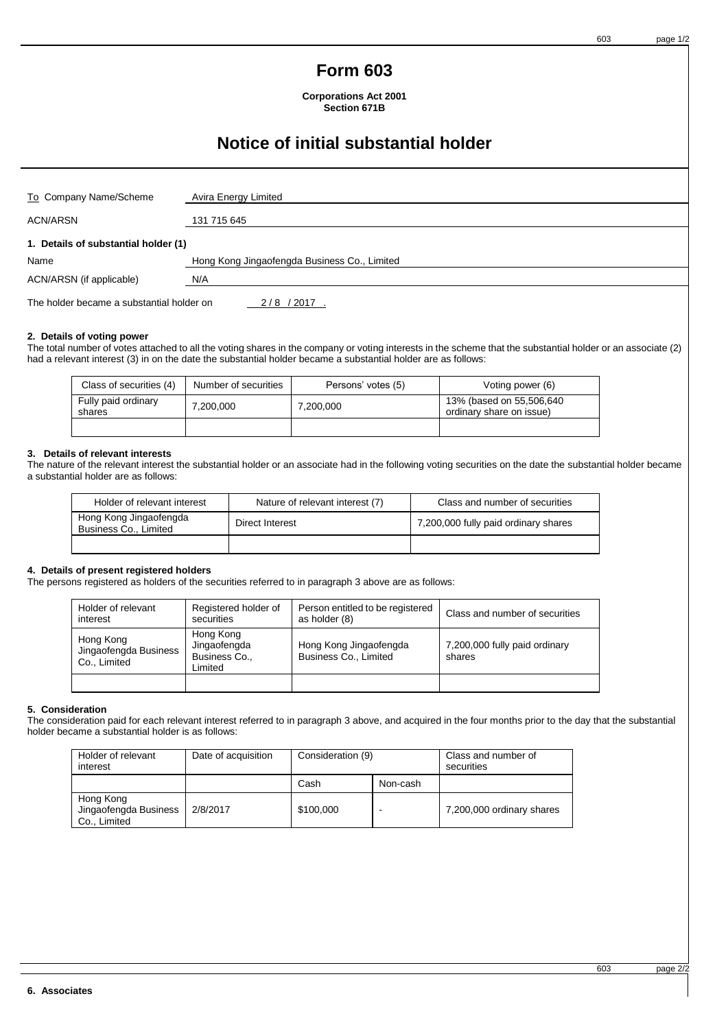# Form 603

**Corporations Act 2001**
**Section 671B**

# Notice of initial substantial holder

| | |
|---|---|
| To Company Name/Scheme | Avira Energy Limited |
| ACN/ARSN | 131 715 645 |

**1. Details of substantial holder (1)**

| | |
|---|---|
| Name | Hong Kong Jingaofengda Business Co., Limited |
| ACN/ARSN (if applicable) | N/A |

The holder became a substantial holder on 2 / 8 / 2017 .

**2. Details of voting power**

The total number of votes attached to all the voting shares in the company or voting interests in the scheme that the substantial holder or an associate (2) had a relevant interest (3) in on the date the substantial holder became a substantial holder are as follows:

| Class of securities (4) | Number of securities | Persons' votes (5) | Voting power (6) |
|---|---|---|---|
| Fully paid ordinary shares | 7,200,000 | 7,200,000 | 13% (based on 55,506,640 ordinary share on issue) |
| | | | |

**3. Details of relevant interests**

The nature of the relevant interest the substantial holder or an associate had in the following voting securities on the date the substantial holder became a substantial holder are as follows:

| Holder of relevant interest | Nature of relevant interest (7) | Class and number of securities |
|---|---|---|
| Hong Kong Jingaofengda Business Co., Limited | Direct Interest | 7,200,000 fully paid ordinary shares |
| | | |

**4. Details of present registered holders**

The persons registered as holders of the securities referred to in paragraph 3 above are as follows:

| Holder of relevant interest | Registered holder of securities | Person entitled to be registered as holder (8) | Class and number of securities |
|---|---|---|---|
| Hong Kong Jingaofengda Business Co., Limited | Hong Kong Jingaofengda Business Co., Limited | Hong Kong Jingaofengda Business Co., Limited | 7,200,000 fully paid ordinary shares |
| | | | |

**5. Consideration**

The consideration paid for each relevant interest referred to in paragraph 3 above, and acquired in the four months prior to the day that the substantial holder became a substantial holder is as follows:

| Holder of relevant interest | Date of acquisition | Consideration (9) | | Class and number of securities |
|---|---|---|---|---|
| | | Cash | Non-cash | |
| Hong Kong Jingaofengda Business Co., Limited | 2/8/2017 | \$100,000 | - | 7,200,000 ordinary shares |

**6. Associates**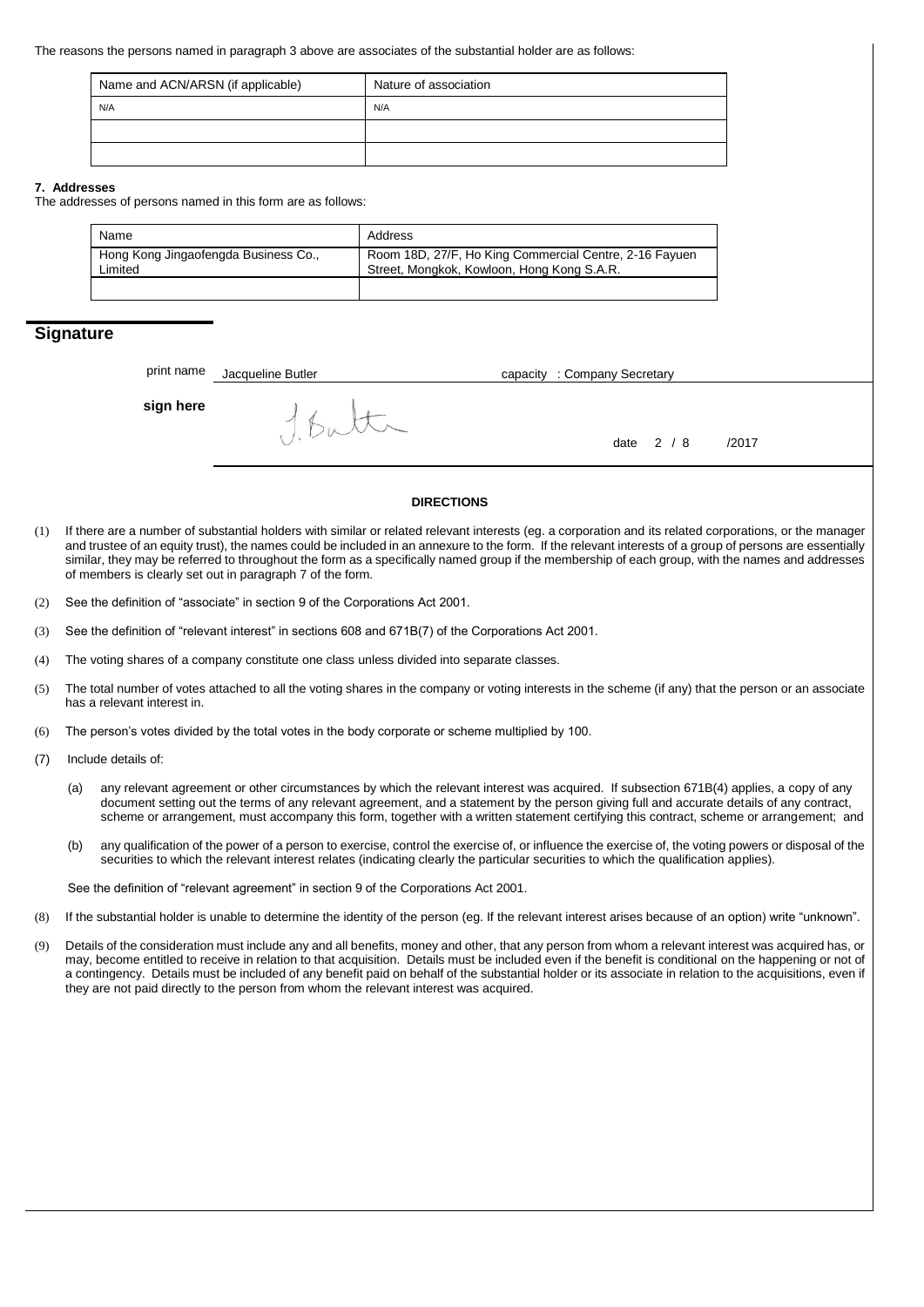The reasons the persons named in paragraph 3 above are associates of the substantial holder are as follows:

| Name and ACN/ARSN (if applicable) | Nature of association |
|---|---|
| N/A | N/A |
| | |
| | |

**7. Addresses**

The addresses of persons named in this form are as follows:

| Name | Address |
|---|---|
| Hong Kong Jingaofengda Business Co., Limited | Room 18D, 27/F, Ho King Commercial Centre, 2-16 Fayuen Street, Mongkok, Kowloon, Hong Kong S.A.R. |
| | |

## Signature

print name Jacqueline Butler capacity : Company Secretary

**sign here** J. Butler

date 2 / 8 /2017

**DIRECTIONS**

(1) If there are a number of substantial holders with similar or related relevant interests (eg. a corporation and its related corporations, or the manager and trustee of an equity trust), the names could be included in an annexure to the form. If the relevant interests of a group of persons are essentially similar, they may be referred to throughout the form as a specifically named group if the membership of each group, with the names and addresses of members is clearly set out in paragraph 7 of the form.

(2) See the definition of "associate" in section 9 of the Corporations Act 2001.

(3) See the definition of "relevant interest" in sections 608 and 671B(7) of the Corporations Act 2001.

(4) The voting shares of a company constitute one class unless divided into separate classes.

(5) The total number of votes attached to all the voting shares in the company or voting interests in the scheme (if any) that the person or an associate has a relevant interest in.

(6) The person's votes divided by the total votes in the body corporate or scheme multiplied by 100.

(7) Include details of:

(a) any relevant agreement or other circumstances by which the relevant interest was acquired. If subsection 671B(4) applies, a copy of any document setting out the terms of any relevant agreement, and a statement by the person giving full and accurate details of any contract, scheme or arrangement, must accompany this form, together with a written statement certifying this contract, scheme or arrangement; and

(b) any qualification of the power of a person to exercise, control the exercise of, or influence the exercise of, the voting powers or disposal of the securities to which the relevant interest relates (indicating clearly the particular securities to which the qualification applies).

See the definition of "relevant agreement" in section 9 of the Corporations Act 2001.

(8) If the substantial holder is unable to determine the identity of the person (eg. If the relevant interest arises because of an option) write "unknown".

(9) Details of the consideration must include any and all benefits, money and other, that any person from whom a relevant interest was acquired has, or may, become entitled to receive in relation to that acquisition. Details must be included even if the benefit is conditional on the happening or not of a contingency. Details must be included of any benefit paid on behalf of the substantial holder or its associate in relation to the acquisitions, even if they are not paid directly to the person from whom the relevant interest was acquired.